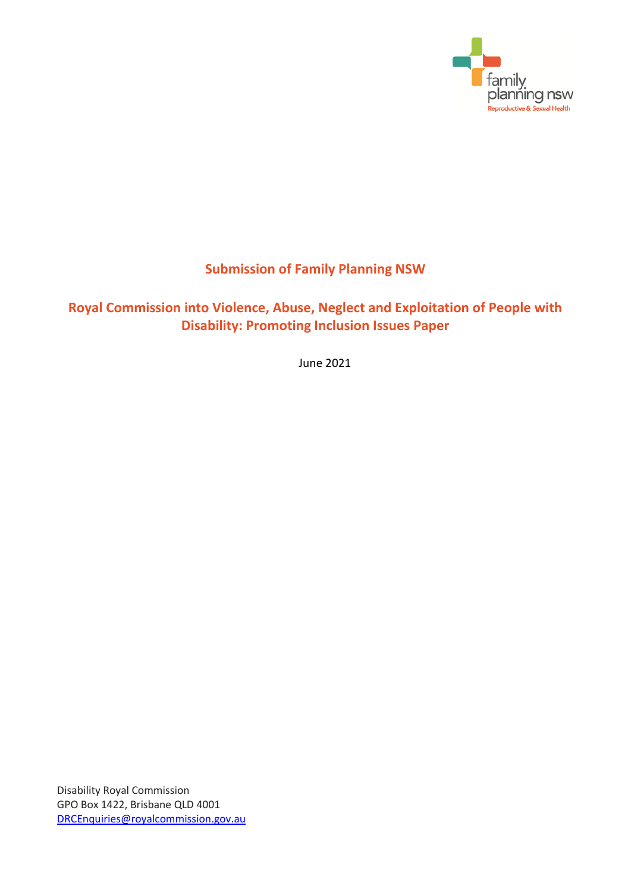family planning nsw
Reproductive & Sexual Health

# Submission of Family Planning NSW

## Royal Commission into Violence, Abuse, Neglect and Exploitation of People with Disability: Promoting Inclusion Issues Paper

June 2021

Disability Royal Commission
GPO Box 1422, Brisbane QLD 4001
DRCEnquiries@royalcommission.gov.au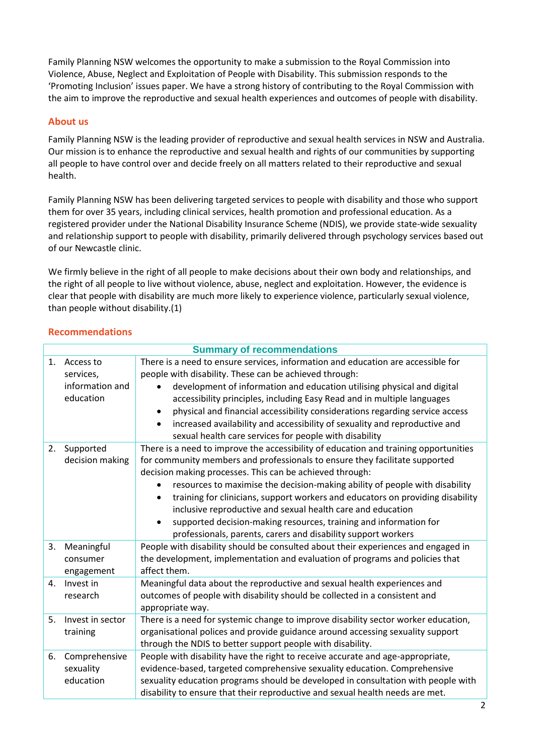Family Planning NSW welcomes the opportunity to make a submission to the Royal Commission into Violence, Abuse, Neglect and Exploitation of People with Disability. This submission responds to the 'Promoting Inclusion' issues paper. We have a strong history of contributing to the Royal Commission with the aim to improve the reproductive and sexual health experiences and outcomes of people with disability.

## About us

Family Planning NSW is the leading provider of reproductive and sexual health services in NSW and Australia. Our mission is to enhance the reproductive and sexual health and rights of our communities by supporting all people to have control over and decide freely on all matters related to their reproductive and sexual health.

Family Planning NSW has been delivering targeted services to people with disability and those who support them for over 35 years, including clinical services, health promotion and professional education. As a registered provider under the National Disability Insurance Scheme (NDIS), we provide state-wide sexuality and relationship support to people with disability, primarily delivered through psychology services based out of our Newcastle clinic.

We firmly believe in the right of all people to make decisions about their own body and relationships, and the right of all people to live without violence, abuse, neglect and exploitation. However, the evidence is clear that people with disability are much more likely to experience violence, particularly sexual violence, than people without disability.(1)

## Recommendations

| Summary of recommendations | |
|---|---|
| 1. Access to services, information and education | There is a need to ensure services, information and education are accessible for people with disability. These can be achieved through:<br>• development of information and education utilising physical and digital accessibility principles, including Easy Read and in multiple languages<br>• physical and financial accessibility considerations regarding service access<br>• increased availability and accessibility of sexuality and reproductive and sexual health care services for people with disability |
| 2. Supported decision making | There is a need to improve the accessibility of education and training opportunities for community members and professionals to ensure they facilitate supported decision making processes. This can be achieved through:<br>• resources to maximise the decision-making ability of people with disability<br>• training for clinicians, support workers and educators on providing disability inclusive reproductive and sexual health care and education<br>• supported decision-making resources, training and information for professionals, parents, carers and disability support workers |
| 3. Meaningful consumer engagement | People with disability should be consulted about their experiences and engaged in the development, implementation and evaluation of programs and policies that affect them. |
| 4. Invest in research | Meaningful data about the reproductive and sexual health experiences and outcomes of people with disability should be collected in a consistent and appropriate way. |
| 5. Invest in sector training | There is a need for systemic change to improve disability sector worker education, organisational polices and provide guidance around accessing sexuality support through the NDIS to better support people with disability. |
| 6. Comprehensive sexuality education | People with disability have the right to receive accurate and age-appropriate, evidence-based, targeted comprehensive sexuality education. Comprehensive sexuality education programs should be developed in consultation with people with disability to ensure that their reproductive and sexual health needs are met. |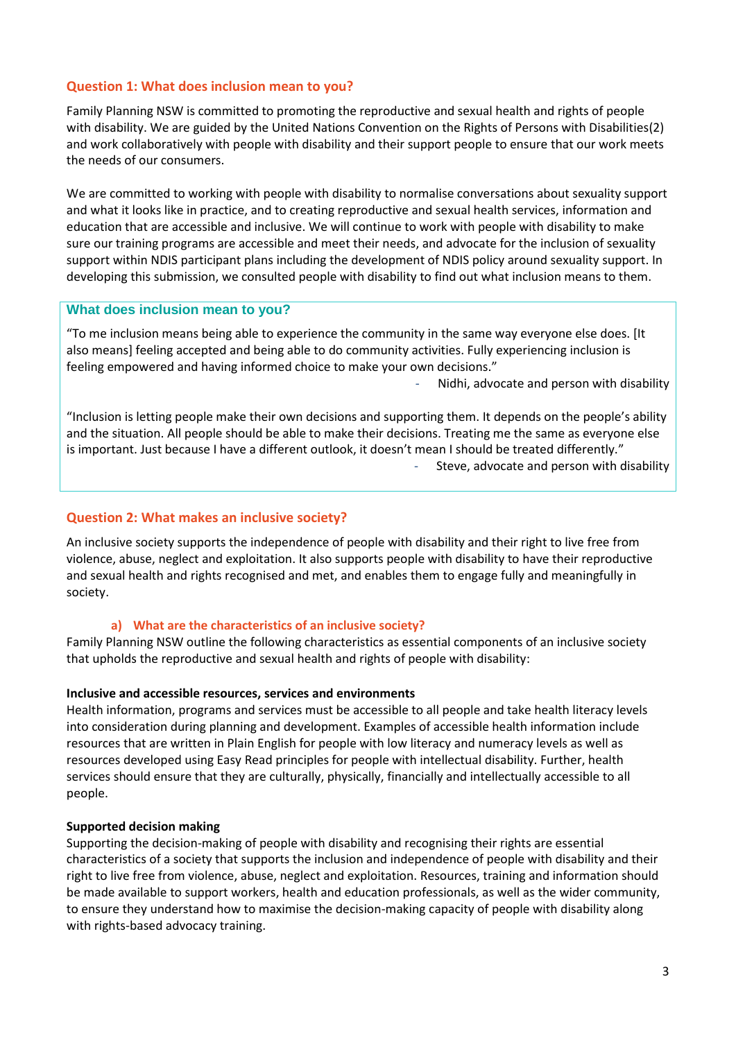## Question 1: What does inclusion mean to you?

Family Planning NSW is committed to promoting the reproductive and sexual health and rights of people with disability. We are guided by the United Nations Convention on the Rights of Persons with Disabilities(2) and work collaboratively with people with disability and their support people to ensure that our work meets the needs of our consumers.

We are committed to working with people with disability to normalise conversations about sexuality support and what it looks like in practice, and to creating reproductive and sexual health services, information and education that are accessible and inclusive. We will continue to work with people with disability to make sure our training programs are accessible and meet their needs, and advocate for the inclusion of sexuality support within NDIS participant plans including the development of NDIS policy around sexuality support. In developing this submission, we consulted people with disability to find out what inclusion means to them.

> **What does inclusion mean to you?**
>
> "To me inclusion means being able to experience the community in the same way everyone else does. [It also means] feeling accepted and being able to do community activities. Fully experiencing inclusion is feeling empowered and having informed choice to make your own decisions."
>
> \- Nidhi, advocate and person with disability
>
> "Inclusion is letting people make their own decisions and supporting them. It depends on the people's ability and the situation. All people should be able to make their decisions. Treating me the same as everyone else is important. Just because I have a different outlook, it doesn't mean I should be treated differently."
>
> \- Steve, advocate and person with disability

## Question 2: What makes an inclusive society?

An inclusive society supports the independence of people with disability and their right to live free from violence, abuse, neglect and exploitation. It also supports people with disability to have their reproductive and sexual health and rights recognised and met, and enables them to engage fully and meaningfully in society.

### a) What are the characteristics of an inclusive society?

Family Planning NSW outline the following characteristics as essential components of an inclusive society that upholds the reproductive and sexual health and rights of people with disability:

**Inclusive and accessible resources, services and environments**

Health information, programs and services must be accessible to all people and take health literacy levels into consideration during planning and development. Examples of accessible health information include resources that are written in Plain English for people with low literacy and numeracy levels as well as resources developed using Easy Read principles for people with intellectual disability. Further, health services should ensure that they are culturally, physically, financially and intellectually accessible to all people.

**Supported decision making**

Supporting the decision-making of people with disability and recognising their rights are essential characteristics of a society that supports the inclusion and independence of people with disability and their right to live free from violence, abuse, neglect and exploitation. Resources, training and information should be made available to support workers, health and education professionals, as well as the wider community, to ensure they understand how to maximise the decision-making capacity of people with disability along with rights-based advocacy training.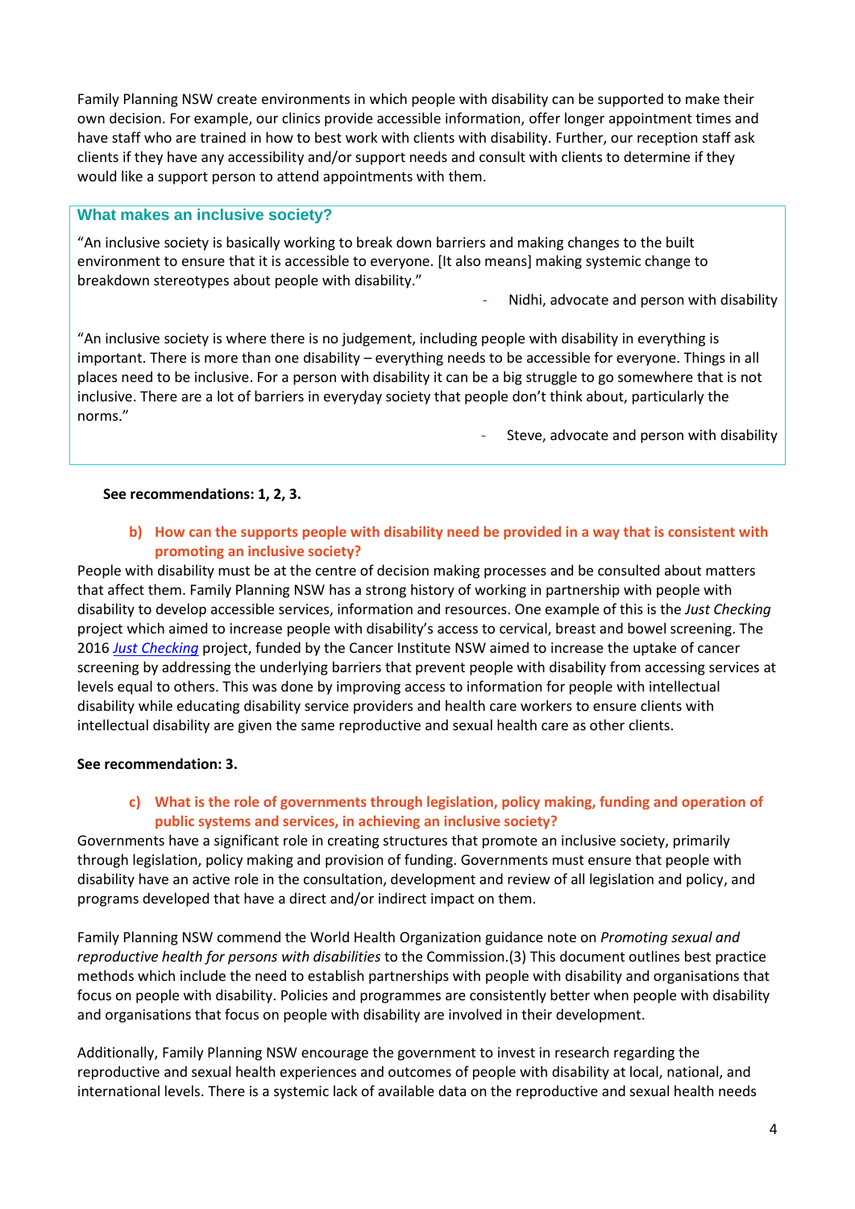Family Planning NSW create environments in which people with disability can be supported to make their own decision. For example, our clinics provide accessible information, offer longer appointment times and have staff who are trained in how to best work with clients with disability. Further, our reception staff ask clients if they have any accessibility and/or support needs and consult with clients to determine if they would like a support person to attend appointments with them.

### What makes an inclusive society?

"An inclusive society is basically working to break down barriers and making changes to the built environment to ensure that it is accessible to everyone. [It also means] making systemic change to breakdown stereotypes about people with disability."

- Nidhi, advocate and person with disability

"An inclusive society is where there is no judgement, including people with disability in everything is important. There is more than one disability – everything needs to be accessible for everyone. Things in all places need to be inclusive. For a person with disability it can be a big struggle to go somewhere that is not inclusive. There are a lot of barriers in everyday society that people don't think about, particularly the norms."

- Steve, advocate and person with disability

**See recommendations: 1, 2, 3.**

### b) How can the supports people with disability need be provided in a way that is consistent with promoting an inclusive society?

People with disability must be at the centre of decision making processes and be consulted about matters that affect them. Family Planning NSW has a strong history of working in partnership with people with disability to develop accessible services, information and resources. One example of this is the *Just Checking* project which aimed to increase people with disability's access to cervical, breast and bowel screening. The 2016 *Just Checking* project, funded by the Cancer Institute NSW aimed to increase the uptake of cancer screening by addressing the underlying barriers that prevent people with disability from accessing services at levels equal to others. This was done by improving access to information for people with intellectual disability while educating disability service providers and health care workers to ensure clients with intellectual disability are given the same reproductive and sexual health care as other clients.

**See recommendation: 3.**

### c) What is the role of governments through legislation, policy making, funding and operation of public systems and services, in achieving an inclusive society?

Governments have a significant role in creating structures that promote an inclusive society, primarily through legislation, policy making and provision of funding. Governments must ensure that people with disability have an active role in the consultation, development and review of all legislation and policy, and programs developed that have a direct and/or indirect impact on them.

Family Planning NSW commend the World Health Organization guidance note on *Promoting sexual and reproductive health for persons with disabilities* to the Commission.(3) This document outlines best practice methods which include the need to establish partnerships with people with disability and organisations that focus on people with disability. Policies and programmes are consistently better when people with disability and organisations that focus on people with disability are involved in their development.

Additionally, Family Planning NSW encourage the government to invest in research regarding the reproductive and sexual health experiences and outcomes of people with disability at local, national, and international levels. There is a systemic lack of available data on the reproductive and sexual health needs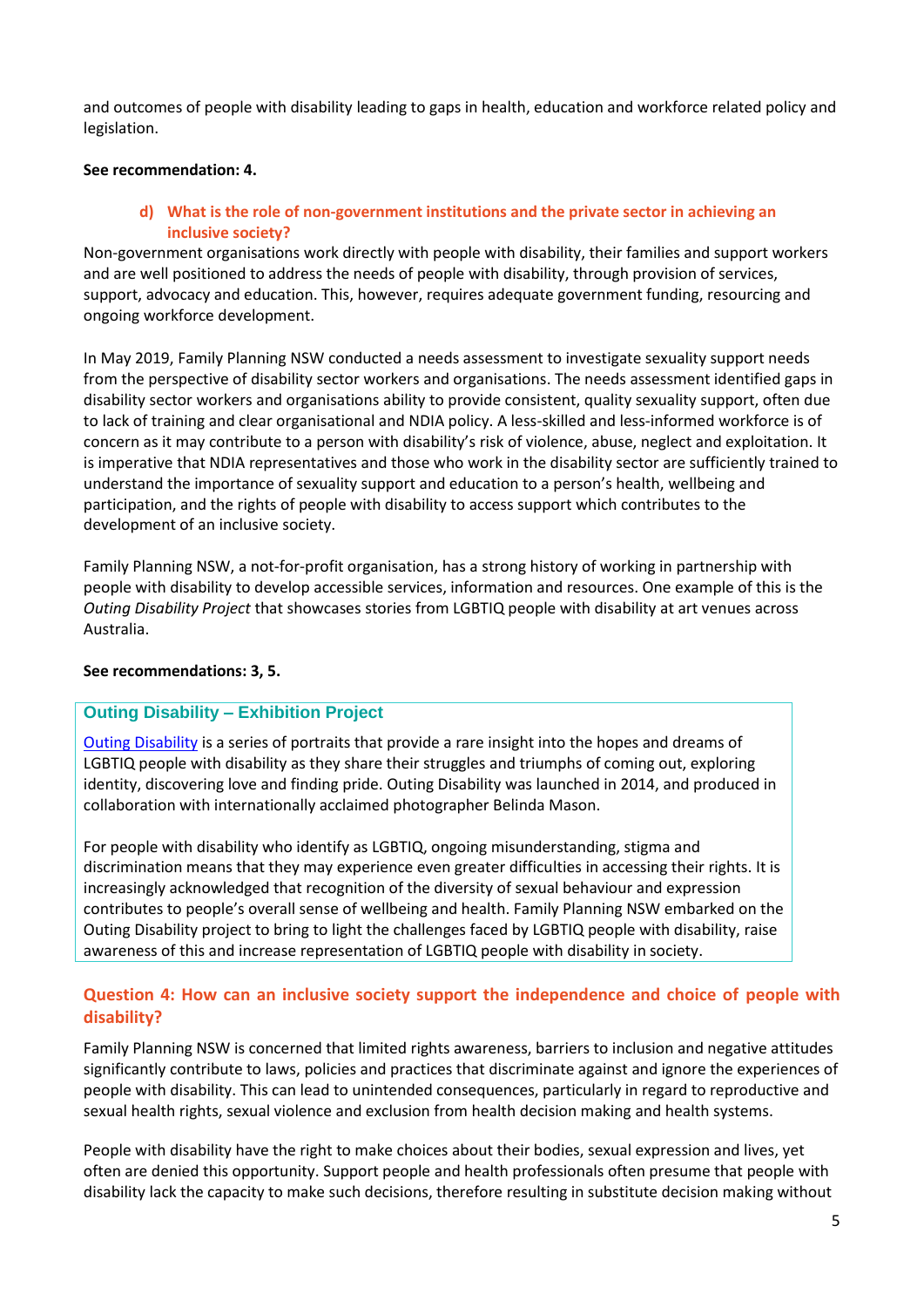and outcomes of people with disability leading to gaps in health, education and workforce related policy and legislation.

**See recommendation: 4.**

### d) What is the role of non-government institutions and the private sector in achieving an inclusive society?

Non-government organisations work directly with people with disability, their families and support workers and are well positioned to address the needs of people with disability, through provision of services, support, advocacy and education. This, however, requires adequate government funding, resourcing and ongoing workforce development.

In May 2019, Family Planning NSW conducted a needs assessment to investigate sexuality support needs from the perspective of disability sector workers and organisations. The needs assessment identified gaps in disability sector workers and organisations ability to provide consistent, quality sexuality support, often due to lack of training and clear organisational and NDIA policy. A less-skilled and less-informed workforce is of concern as it may contribute to a person with disability's risk of violence, abuse, neglect and exploitation. It is imperative that NDIA representatives and those who work in the disability sector are sufficiently trained to understand the importance of sexuality support and education to a person's health, wellbeing and participation, and the rights of people with disability to access support which contributes to the development of an inclusive society.

Family Planning NSW, a not-for-profit organisation, has a strong history of working in partnership with people with disability to develop accessible services, information and resources. One example of this is the *Outing Disability Project* that showcases stories from LGBTIQ people with disability at art venues across Australia.

**See recommendations: 3, 5.**

### Outing Disability – Exhibition Project

Outing Disability is a series of portraits that provide a rare insight into the hopes and dreams of LGBTIQ people with disability as they share their struggles and triumphs of coming out, exploring identity, discovering love and finding pride. Outing Disability was launched in 2014, and produced in collaboration with internationally acclaimed photographer Belinda Mason.

For people with disability who identify as LGBTIQ, ongoing misunderstanding, stigma and discrimination means that they may experience even greater difficulties in accessing their rights. It is increasingly acknowledged that recognition of the diversity of sexual behaviour and expression contributes to people's overall sense of wellbeing and health. Family Planning NSW embarked on the Outing Disability project to bring to light the challenges faced by LGBTIQ people with disability, raise awareness of this and increase representation of LGBTIQ people with disability in society.

## Question 4: How can an inclusive society support the independence and choice of people with disability?

Family Planning NSW is concerned that limited rights awareness, barriers to inclusion and negative attitudes significantly contribute to laws, policies and practices that discriminate against and ignore the experiences of people with disability. This can lead to unintended consequences, particularly in regard to reproductive and sexual health rights, sexual violence and exclusion from health decision making and health systems.

People with disability have the right to make choices about their bodies, sexual expression and lives, yet often are denied this opportunity. Support people and health professionals often presume that people with disability lack the capacity to make such decisions, therefore resulting in substitute decision making without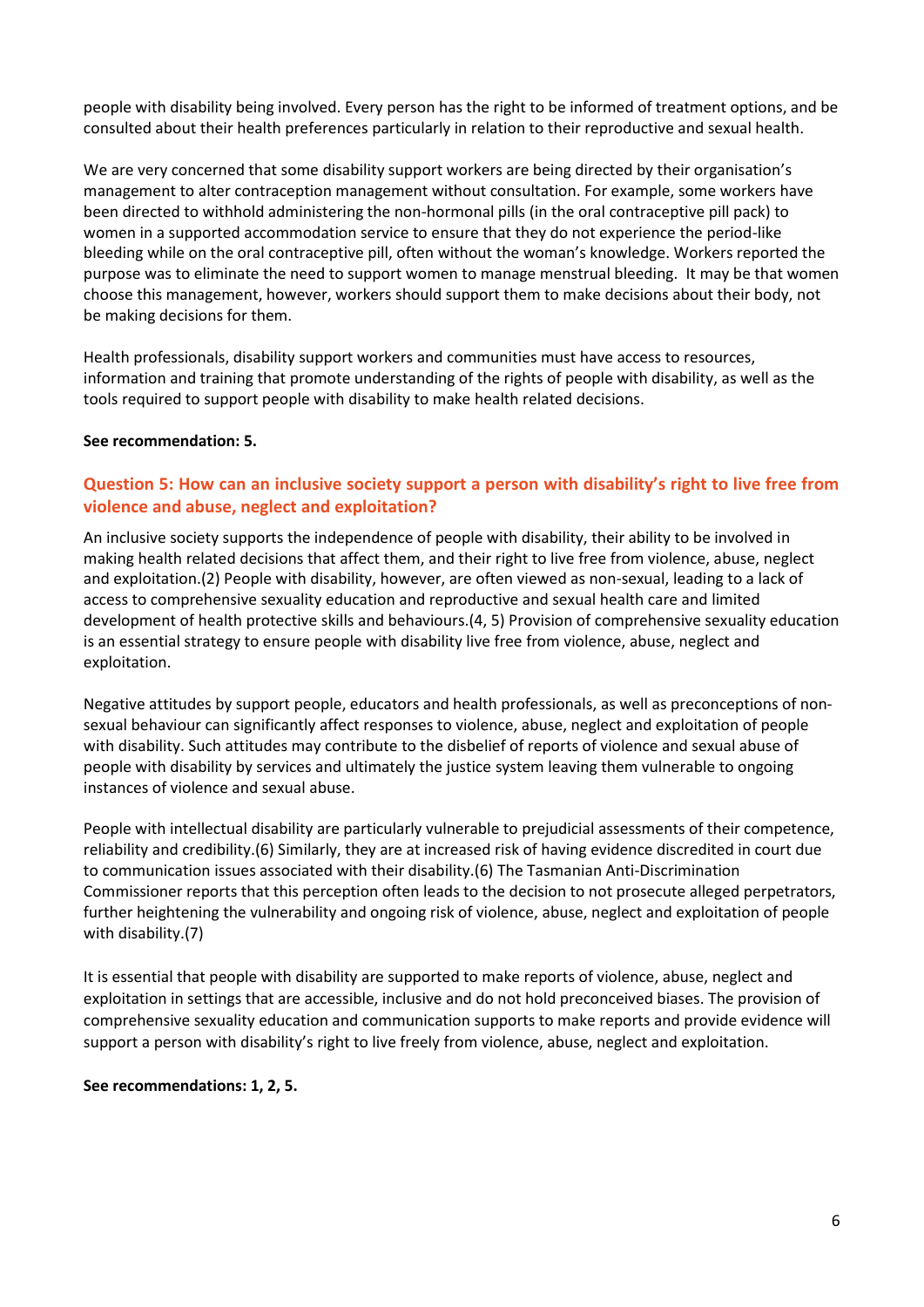people with disability being involved. Every person has the right to be informed of treatment options, and be consulted about their health preferences particularly in relation to their reproductive and sexual health.

We are very concerned that some disability support workers are being directed by their organisation's management to alter contraception management without consultation. For example, some workers have been directed to withhold administering the non-hormonal pills (in the oral contraceptive pill pack) to women in a supported accommodation service to ensure that they do not experience the period-like bleeding while on the oral contraceptive pill, often without the woman's knowledge. Workers reported the purpose was to eliminate the need to support women to manage menstrual bleeding. It may be that women choose this management, however, workers should support them to make decisions about their body, not be making decisions for them.

Health professionals, disability support workers and communities must have access to resources, information and training that promote understanding of the rights of people with disability, as well as the tools required to support people with disability to make health related decisions.

**See recommendation: 5.**

## Question 5: How can an inclusive society support a person with disability's right to live free from violence and abuse, neglect and exploitation?

An inclusive society supports the independence of people with disability, their ability to be involved in making health related decisions that affect them, and their right to live free from violence, abuse, neglect and exploitation.(2) People with disability, however, are often viewed as non-sexual, leading to a lack of access to comprehensive sexuality education and reproductive and sexual health care and limited development of health protective skills and behaviours.(4, 5) Provision of comprehensive sexuality education is an essential strategy to ensure people with disability live free from violence, abuse, neglect and exploitation.

Negative attitudes by support people, educators and health professionals, as well as preconceptions of non-sexual behaviour can significantly affect responses to violence, abuse, neglect and exploitation of people with disability. Such attitudes may contribute to the disbelief of reports of violence and sexual abuse of people with disability by services and ultimately the justice system leaving them vulnerable to ongoing instances of violence and sexual abuse.

People with intellectual disability are particularly vulnerable to prejudicial assessments of their competence, reliability and credibility.(6) Similarly, they are at increased risk of having evidence discredited in court due to communication issues associated with their disability.(6) The Tasmanian Anti-Discrimination Commissioner reports that this perception often leads to the decision to not prosecute alleged perpetrators, further heightening the vulnerability and ongoing risk of violence, abuse, neglect and exploitation of people with disability.(7)

It is essential that people with disability are supported to make reports of violence, abuse, neglect and exploitation in settings that are accessible, inclusive and do not hold preconceived biases. The provision of comprehensive sexuality education and communication supports to make reports and provide evidence will support a person with disability's right to live freely from violence, abuse, neglect and exploitation.

**See recommendations: 1, 2, 5.**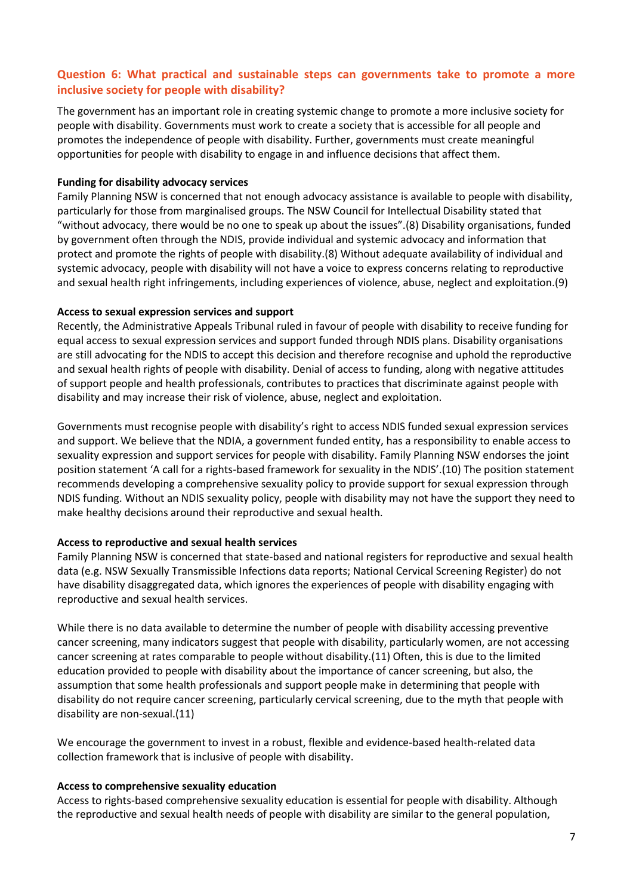## Question 6: What practical and sustainable steps can governments take to promote a more inclusive society for people with disability?

The government has an important role in creating systemic change to promote a more inclusive society for people with disability. Governments must work to create a society that is accessible for all people and promotes the independence of people with disability. Further, governments must create meaningful opportunities for people with disability to engage in and influence decisions that affect them.

**Funding for disability advocacy services**

Family Planning NSW is concerned that not enough advocacy assistance is available to people with disability, particularly for those from marginalised groups. The NSW Council for Intellectual Disability stated that "without advocacy, there would be no one to speak up about the issues".(8) Disability organisations, funded by government often through the NDIS, provide individual and systemic advocacy and information that protect and promote the rights of people with disability.(8) Without adequate availability of individual and systemic advocacy, people with disability will not have a voice to express concerns relating to reproductive and sexual health right infringements, including experiences of violence, abuse, neglect and exploitation.(9)

**Access to sexual expression services and support**

Recently, the Administrative Appeals Tribunal ruled in favour of people with disability to receive funding for equal access to sexual expression services and support funded through NDIS plans. Disability organisations are still advocating for the NDIS to accept this decision and therefore recognise and uphold the reproductive and sexual health rights of people with disability. Denial of access to funding, along with negative attitudes of support people and health professionals, contributes to practices that discriminate against people with disability and may increase their risk of violence, abuse, neglect and exploitation.

Governments must recognise people with disability's right to access NDIS funded sexual expression services and support. We believe that the NDIA, a government funded entity, has a responsibility to enable access to sexuality expression and support services for people with disability. Family Planning NSW endorses the joint position statement 'A call for a rights-based framework for sexuality in the NDIS'.(10) The position statement recommends developing a comprehensive sexuality policy to provide support for sexual expression through NDIS funding. Without an NDIS sexuality policy, people with disability may not have the support they need to make healthy decisions around their reproductive and sexual health.

**Access to reproductive and sexual health services**

Family Planning NSW is concerned that state-based and national registers for reproductive and sexual health data (e.g. NSW Sexually Transmissible Infections data reports; National Cervical Screening Register) do not have disability disaggregated data, which ignores the experiences of people with disability engaging with reproductive and sexual health services.

While there is no data available to determine the number of people with disability accessing preventive cancer screening, many indicators suggest that people with disability, particularly women, are not accessing cancer screening at rates comparable to people without disability.(11) Often, this is due to the limited education provided to people with disability about the importance of cancer screening, but also, the assumption that some health professionals and support people make in determining that people with disability do not require cancer screening, particularly cervical screening, due to the myth that people with disability are non-sexual.(11)

We encourage the government to invest in a robust, flexible and evidence-based health-related data collection framework that is inclusive of people with disability.

**Access to comprehensive sexuality education**

Access to rights-based comprehensive sexuality education is essential for people with disability. Although the reproductive and sexual health needs of people with disability are similar to the general population,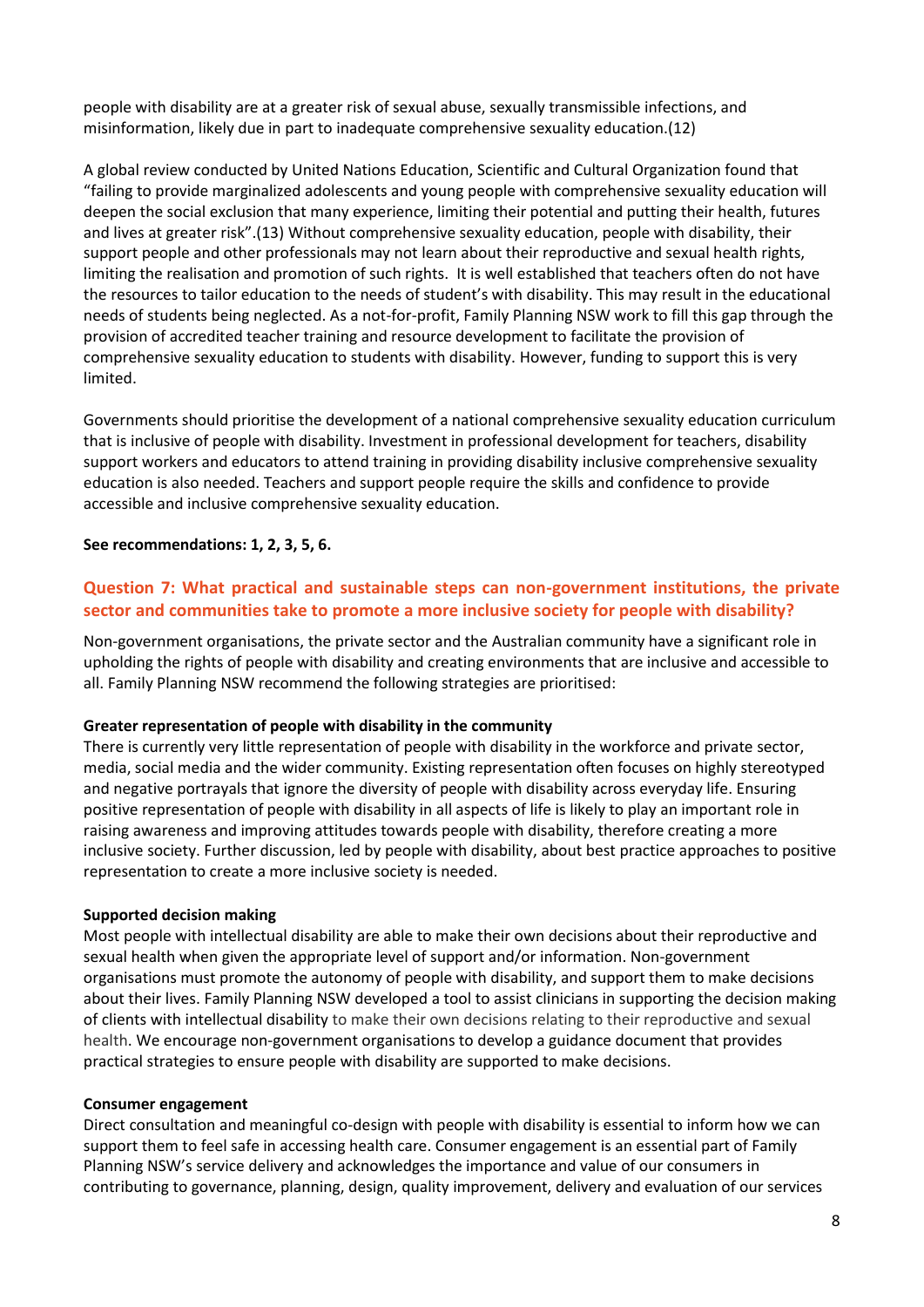people with disability are at a greater risk of sexual abuse, sexually transmissible infections, and misinformation, likely due in part to inadequate comprehensive sexuality education.(12)

A global review conducted by United Nations Education, Scientific and Cultural Organization found that "failing to provide marginalized adolescents and young people with comprehensive sexuality education will deepen the social exclusion that many experience, limiting their potential and putting their health, futures and lives at greater risk".(13) Without comprehensive sexuality education, people with disability, their support people and other professionals may not learn about their reproductive and sexual health rights, limiting the realisation and promotion of such rights. It is well established that teachers often do not have the resources to tailor education to the needs of student's with disability. This may result in the educational needs of students being neglected. As a not-for-profit, Family Planning NSW work to fill this gap through the provision of accredited teacher training and resource development to facilitate the provision of comprehensive sexuality education to students with disability. However, funding to support this is very limited.

Governments should prioritise the development of a national comprehensive sexuality education curriculum that is inclusive of people with disability. Investment in professional development for teachers, disability support workers and educators to attend training in providing disability inclusive comprehensive sexuality education is also needed. Teachers and support people require the skills and confidence to provide accessible and inclusive comprehensive sexuality education.

**See recommendations: 1, 2, 3, 5, 6.**

## Question 7: What practical and sustainable steps can non-government institutions, the private sector and communities take to promote a more inclusive society for people with disability?

Non-government organisations, the private sector and the Australian community have a significant role in upholding the rights of people with disability and creating environments that are inclusive and accessible to all. Family Planning NSW recommend the following strategies are prioritised:

**Greater representation of people with disability in the community**

There is currently very little representation of people with disability in the workforce and private sector, media, social media and the wider community. Existing representation often focuses on highly stereotyped and negative portrayals that ignore the diversity of people with disability across everyday life. Ensuring positive representation of people with disability in all aspects of life is likely to play an important role in raising awareness and improving attitudes towards people with disability, therefore creating a more inclusive society. Further discussion, led by people with disability, about best practice approaches to positive representation to create a more inclusive society is needed.

**Supported decision making**

Most people with intellectual disability are able to make their own decisions about their reproductive and sexual health when given the appropriate level of support and/or information. Non-government organisations must promote the autonomy of people with disability, and support them to make decisions about their lives. Family Planning NSW developed a tool to assist clinicians in supporting the decision making of clients with intellectual disability to make their own decisions relating to their reproductive and sexual health. We encourage non-government organisations to develop a guidance document that provides practical strategies to ensure people with disability are supported to make decisions.

**Consumer engagement**

Direct consultation and meaningful co-design with people with disability is essential to inform how we can support them to feel safe in accessing health care. Consumer engagement is an essential part of Family Planning NSW's service delivery and acknowledges the importance and value of our consumers in contributing to governance, planning, design, quality improvement, delivery and evaluation of our services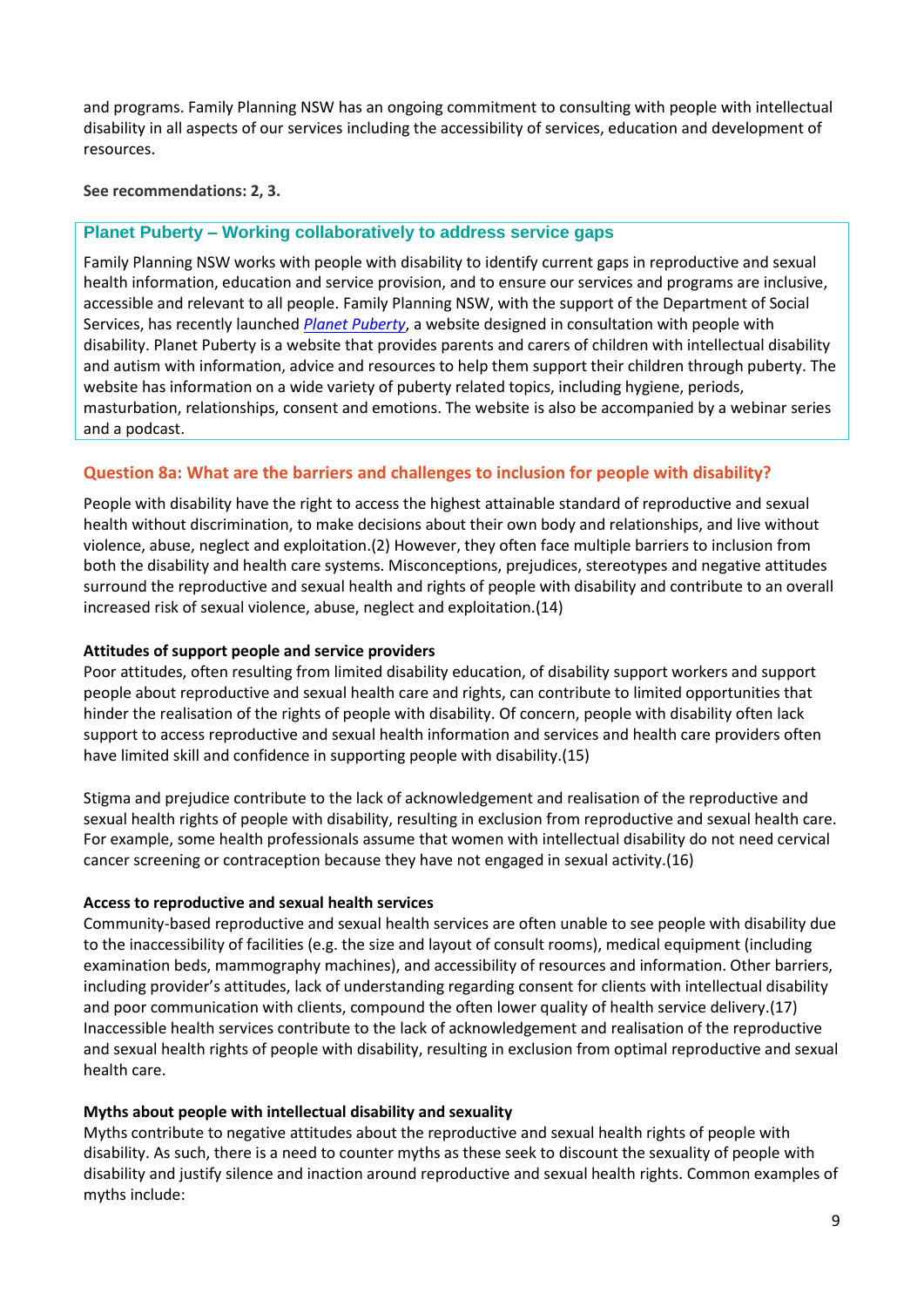and programs. Family Planning NSW has an ongoing commitment to consulting with people with intellectual disability in all aspects of our services including the accessibility of services, education and development of resources.

**See recommendations: 2, 3.**

### Planet Puberty – Working collaboratively to address service gaps

Family Planning NSW works with people with disability to identify current gaps in reproductive and sexual health information, education and service provision, and to ensure our services and programs are inclusive, accessible and relevant to all people. Family Planning NSW, with the support of the Department of Social Services, has recently launched *Planet Puberty*, a website designed in consultation with people with disability. Planet Puberty is a website that provides parents and carers of children with intellectual disability and autism with information, advice and resources to help them support their children through puberty. The website has information on a wide variety of puberty related topics, including hygiene, periods, masturbation, relationships, consent and emotions. The website is also be accompanied by a webinar series and a podcast.

## Question 8a: What are the barriers and challenges to inclusion for people with disability?

People with disability have the right to access the highest attainable standard of reproductive and sexual health without discrimination, to make decisions about their own body and relationships, and live without violence, abuse, neglect and exploitation.(2) However, they often face multiple barriers to inclusion from both the disability and health care systems. Misconceptions, prejudices, stereotypes and negative attitudes surround the reproductive and sexual health and rights of people with disability and contribute to an overall increased risk of sexual violence, abuse, neglect and exploitation.(14)

**Attitudes of support people and service providers**

Poor attitudes, often resulting from limited disability education, of disability support workers and support people about reproductive and sexual health care and rights, can contribute to limited opportunities that hinder the realisation of the rights of people with disability. Of concern, people with disability often lack support to access reproductive and sexual health information and services and health care providers often have limited skill and confidence in supporting people with disability.(15)

Stigma and prejudice contribute to the lack of acknowledgement and realisation of the reproductive and sexual health rights of people with disability, resulting in exclusion from reproductive and sexual health care. For example, some health professionals assume that women with intellectual disability do not need cervical cancer screening or contraception because they have not engaged in sexual activity.(16)

**Access to reproductive and sexual health services**

Community-based reproductive and sexual health services are often unable to see people with disability due to the inaccessibility of facilities (e.g. the size and layout of consult rooms), medical equipment (including examination beds, mammography machines), and accessibility of resources and information. Other barriers, including provider's attitudes, lack of understanding regarding consent for clients with intellectual disability and poor communication with clients, compound the often lower quality of health service delivery.(17) Inaccessible health services contribute to the lack of acknowledgement and realisation of the reproductive and sexual health rights of people with disability, resulting in exclusion from optimal reproductive and sexual health care.

**Myths about people with intellectual disability and sexuality**

Myths contribute to negative attitudes about the reproductive and sexual health rights of people with disability. As such, there is a need to counter myths as these seek to discount the sexuality of people with disability and justify silence and inaction around reproductive and sexual health rights. Common examples of myths include: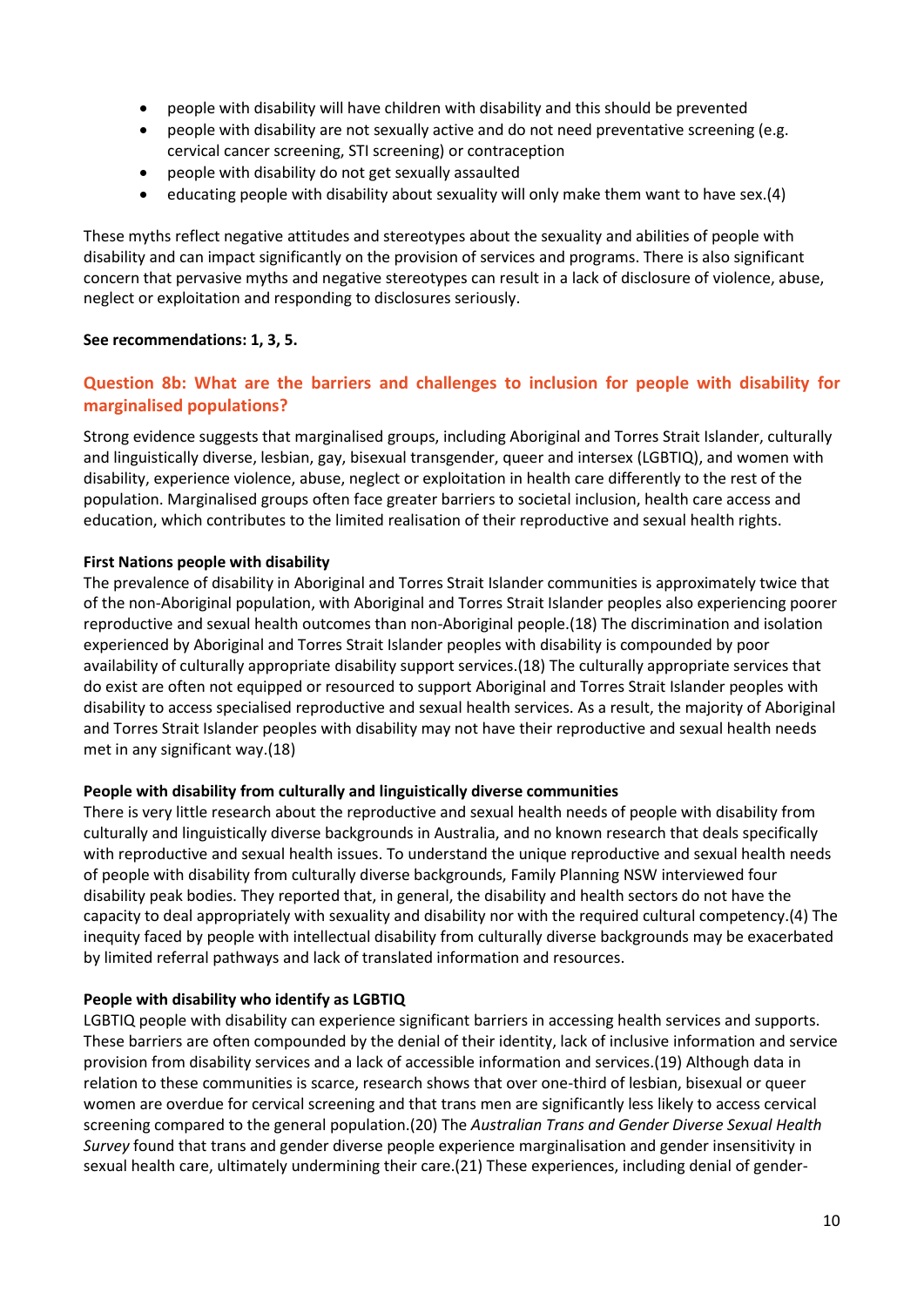- people with disability will have children with disability and this should be prevented
- people with disability are not sexually active and do not need preventative screening (e.g. cervical cancer screening, STI screening) or contraception
- people with disability do not get sexually assaulted
- educating people with disability about sexuality will only make them want to have sex.(4)

These myths reflect negative attitudes and stereotypes about the sexuality and abilities of people with disability and can impact significantly on the provision of services and programs. There is also significant concern that pervasive myths and negative stereotypes can result in a lack of disclosure of violence, abuse, neglect or exploitation and responding to disclosures seriously.

**See recommendations: 1, 3, 5.**

## Question 8b: What are the barriers and challenges to inclusion for people with disability for marginalised populations?

Strong evidence suggests that marginalised groups, including Aboriginal and Torres Strait Islander, culturally and linguistically diverse, lesbian, gay, bisexual transgender, queer and intersex (LGBTIQ), and women with disability, experience violence, abuse, neglect or exploitation in health care differently to the rest of the population. Marginalised groups often face greater barriers to societal inclusion, health care access and education, which contributes to the limited realisation of their reproductive and sexual health rights.

**First Nations people with disability**

The prevalence of disability in Aboriginal and Torres Strait Islander communities is approximately twice that of the non-Aboriginal population, with Aboriginal and Torres Strait Islander peoples also experiencing poorer reproductive and sexual health outcomes than non-Aboriginal people.(18) The discrimination and isolation experienced by Aboriginal and Torres Strait Islander peoples with disability is compounded by poor availability of culturally appropriate disability support services.(18) The culturally appropriate services that do exist are often not equipped or resourced to support Aboriginal and Torres Strait Islander peoples with disability to access specialised reproductive and sexual health services. As a result, the majority of Aboriginal and Torres Strait Islander peoples with disability may not have their reproductive and sexual health needs met in any significant way.(18)

**People with disability from culturally and linguistically diverse communities**

There is very little research about the reproductive and sexual health needs of people with disability from culturally and linguistically diverse backgrounds in Australia, and no known research that deals specifically with reproductive and sexual health issues. To understand the unique reproductive and sexual health needs of people with disability from culturally diverse backgrounds, Family Planning NSW interviewed four disability peak bodies. They reported that, in general, the disability and health sectors do not have the capacity to deal appropriately with sexuality and disability nor with the required cultural competency.(4) The inequity faced by people with intellectual disability from culturally diverse backgrounds may be exacerbated by limited referral pathways and lack of translated information and resources.

**People with disability who identify as LGBTIQ**

LGBTIQ people with disability can experience significant barriers in accessing health services and supports. These barriers are often compounded by the denial of their identity, lack of inclusive information and service provision from disability services and a lack of accessible information and services.(19) Although data in relation to these communities is scarce, research shows that over one-third of lesbian, bisexual or queer women are overdue for cervical screening and that trans men are significantly less likely to access cervical screening compared to the general population.(20) The *Australian Trans and Gender Diverse Sexual Health Survey* found that trans and gender diverse people experience marginalisation and gender insensitivity in sexual health care, ultimately undermining their care.(21) These experiences, including denial of gender-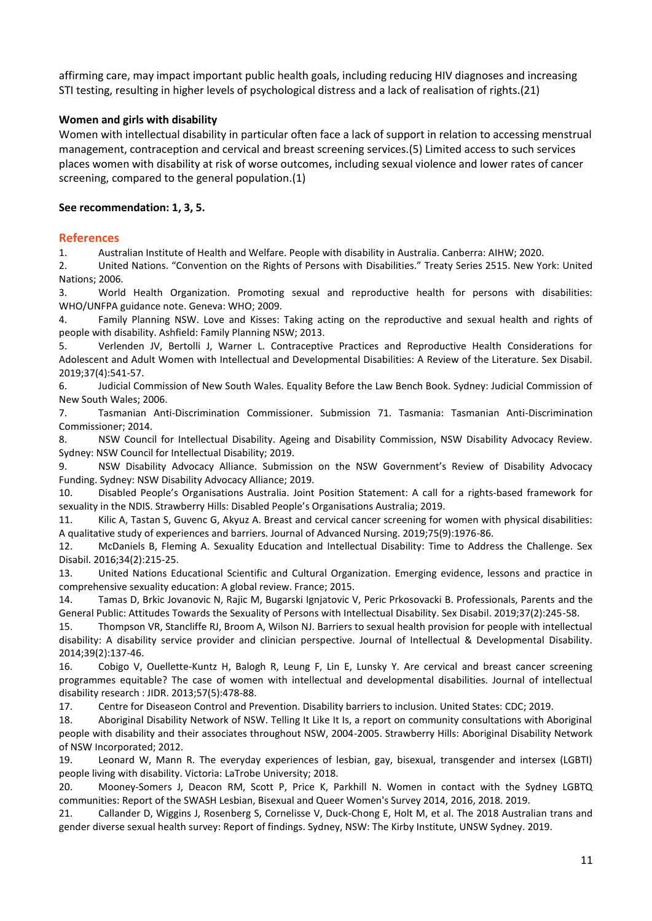affirming care, may impact important public health goals, including reducing HIV diagnoses and increasing STI testing, resulting in higher levels of psychological distress and a lack of realisation of rights.(21)

**Women and girls with disability**

Women with intellectual disability in particular often face a lack of support in relation to accessing menstrual management, contraception and cervical and breast screening services.(5) Limited access to such services places women with disability at risk of worse outcomes, including sexual violence and lower rates of cancer screening, compared to the general population.(1)

**See recommendation: 1, 3, 5.**

## References

1. Australian Institute of Health and Welfare. People with disability in Australia. Canberra: AIHW; 2020.
2. United Nations. "Convention on the Rights of Persons with Disabilities." Treaty Series 2515. New York: United Nations; 2006.
3. World Health Organization. Promoting sexual and reproductive health for persons with disabilities: WHO/UNFPA guidance note. Geneva: WHO; 2009.
4. Family Planning NSW. Love and Kisses: Taking acting on the reproductive and sexual health and rights of people with disability. Ashfield: Family Planning NSW; 2013.
5. Verlenden JV, Bertolli J, Warner L. Contraceptive Practices and Reproductive Health Considerations for Adolescent and Adult Women with Intellectual and Developmental Disabilities: A Review of the Literature. Sex Disabil. 2019;37(4):541-57.
6. Judicial Commission of New South Wales. Equality Before the Law Bench Book. Sydney: Judicial Commission of New South Wales; 2006.
7. Tasmanian Anti-Discrimination Commissioner. Submission 71. Tasmania: Tasmanian Anti-Discrimination Commissioner; 2014.
8. NSW Council for Intellectual Disability. Ageing and Disability Commission, NSW Disability Advocacy Review. Sydney: NSW Council for Intellectual Disability; 2019.
9. NSW Disability Advocacy Alliance. Submission on the NSW Government's Review of Disability Advocacy Funding. Sydney: NSW Disability Advocacy Alliance; 2019.
10. Disabled People's Organisations Australia. Joint Position Statement: A call for a rights-based framework for sexuality in the NDIS. Strawberry Hills: Disabled People's Organisations Australia; 2019.
11. Kilic A, Tastan S, Guvenc G, Akyuz A. Breast and cervical cancer screening for women with physical disabilities: A qualitative study of experiences and barriers. Journal of Advanced Nursing. 2019;75(9):1976-86.
12. McDaniels B, Fleming A. Sexuality Education and Intellectual Disability: Time to Address the Challenge. Sex Disabil. 2016;34(2):215-25.
13. United Nations Educational Scientific and Cultural Organization. Emerging evidence, lessons and practice in comprehensive sexuality education: A global review. France; 2015.
14. Tamas D, Brkic Jovanovic N, Rajic M, Bugarski Ignjatovic V, Peric Prkosovacki B. Professionals, Parents and the General Public: Attitudes Towards the Sexuality of Persons with Intellectual Disability. Sex Disabil. 2019;37(2):245-58.
15. Thompson VR, Stancliffe RJ, Broom A, Wilson NJ. Barriers to sexual health provision for people with intellectual disability: A disability service provider and clinician perspective. Journal of Intellectual & Developmental Disability. 2014;39(2):137-46.
16. Cobigo V, Ouellette-Kuntz H, Balogh R, Leung F, Lin E, Lunsky Y. Are cervical and breast cancer screening programmes equitable? The case of women with intellectual and developmental disabilities. Journal of intellectual disability research : JIDR. 2013;57(5):478-88.
17. Centre for Diseaseon Control and Prevention. Disability barriers to inclusion. United States: CDC; 2019.
18. Aboriginal Disability Network of NSW. Telling It Like It Is, a report on community consultations with Aboriginal people with disability and their associates throughout NSW, 2004-2005. Strawberry Hills: Aboriginal Disability Network of NSW Incorporated; 2012.
19. Leonard W, Mann R. The everyday experiences of lesbian, gay, bisexual, transgender and intersex (LGBTI) people living with disability. Victoria: LaTrobe University; 2018.
20. Mooney-Somers J, Deacon RM, Scott P, Price K, Parkhill N. Women in contact with the Sydney LGBTQ communities: Report of the SWASH Lesbian, Bisexual and Queer Women's Survey 2014, 2016, 2018. 2019.
21. Callander D, Wiggins J, Rosenberg S, Cornelisse V, Duck-Chong E, Holt M, et al. The 2018 Australian trans and gender diverse sexual health survey: Report of findings. Sydney, NSW: The Kirby Institute, UNSW Sydney. 2019.